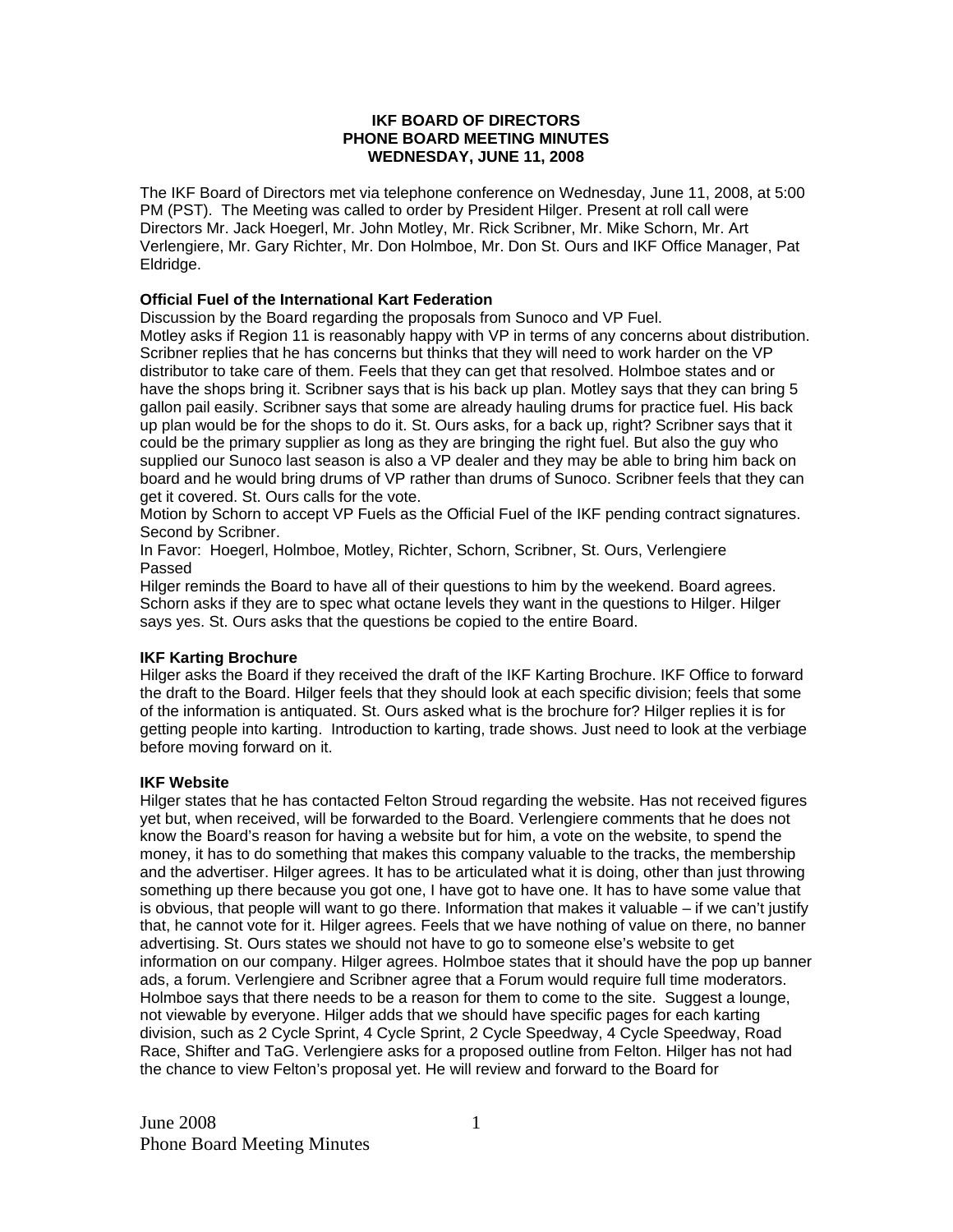**IKF BOARD OF DIRECTORS**
**PHONE BOARD MEETING MINUTES**
**WEDNESDAY, JUNE 11, 2008**

The IKF Board of Directors met via telephone conference on Wednesday, June 11, 2008, at 5:00 PM (PST). The Meeting was called to order by President Hilger. Present at roll call were Directors Mr. Jack Hoegerl, Mr. John Motley, Mr. Rick Scribner, Mr. Mike Schorn, Mr. Art Verlengiere, Mr. Gary Richter, Mr. Don Holmboe, Mr. Don St. Ours and IKF Office Manager, Pat Eldridge.

**Official Fuel of the International Kart Federation**

Discussion by the Board regarding the proposals from Sunoco and VP Fuel.

Motley asks if Region 11 is reasonably happy with VP in terms of any concerns about distribution. Scribner replies that he has concerns but thinks that they will need to work harder on the VP distributor to take care of them. Feels that they can get that resolved. Holmboe states and or have the shops bring it. Scribner says that is his back up plan. Motley says that they can bring 5 gallon pail easily. Scribner says that some are already hauling drums for practice fuel. His back up plan would be for the shops to do it. St. Ours asks, for a back up, right? Scribner says that it could be the primary supplier as long as they are bringing the right fuel. But also the guy who supplied our Sunoco last season is also a VP dealer and they may be able to bring him back on board and he would bring drums of VP rather than drums of Sunoco. Scribner feels that they can get it covered. St. Ours calls for the vote.

Motion by Schorn to accept VP Fuels as the Official Fuel of the IKF pending contract signatures. Second by Scribner.

In Favor: Hoegerl, Holmboe, Motley, Richter, Schorn, Scribner, St. Ours, Verlengiere

Passed

Hilger reminds the Board to have all of their questions to him by the weekend. Board agrees. Schorn asks if they are to spec what octane levels they want in the questions to Hilger. Hilger says yes. St. Ours asks that the questions be copied to the entire Board.

**IKF Karting Brochure**

Hilger asks the Board if they received the draft of the IKF Karting Brochure. IKF Office to forward the draft to the Board. Hilger feels that they should look at each specific division; feels that some of the information is antiquated. St. Ours asked what is the brochure for? Hilger replies it is for getting people into karting. Introduction to karting, trade shows. Just need to look at the verbiage before moving forward on it.

**IKF Website**

Hilger states that he has contacted Felton Stroud regarding the website. Has not received figures yet but, when received, will be forwarded to the Board. Verlengiere comments that he does not know the Board's reason for having a website but for him, a vote on the website, to spend the money, it has to do something that makes this company valuable to the tracks, the membership and the advertiser. Hilger agrees. It has to be articulated what it is doing, other than just throwing something up there because you got one, I have got to have one. It has to have some value that is obvious, that people will want to go there. Information that makes it valuable – if we can't justify that, he cannot vote for it. Hilger agrees. Feels that we have nothing of value on there, no banner advertising. St. Ours states we should not have to go to someone else's website to get information on our company. Hilger agrees. Holmboe states that it should have the pop up banner ads, a forum. Verlengiere and Scribner agree that a Forum would require full time moderators. Holmboe says that there needs to be a reason for them to come to the site. Suggest a lounge, not viewable by everyone. Hilger adds that we should have specific pages for each karting division, such as 2 Cycle Sprint, 4 Cycle Sprint, 2 Cycle Speedway, 4 Cycle Speedway, Road Race, Shifter and TaG. Verlengiere asks for a proposed outline from Felton. Hilger has not had the chance to view Felton's proposal yet. He will review and forward to the Board for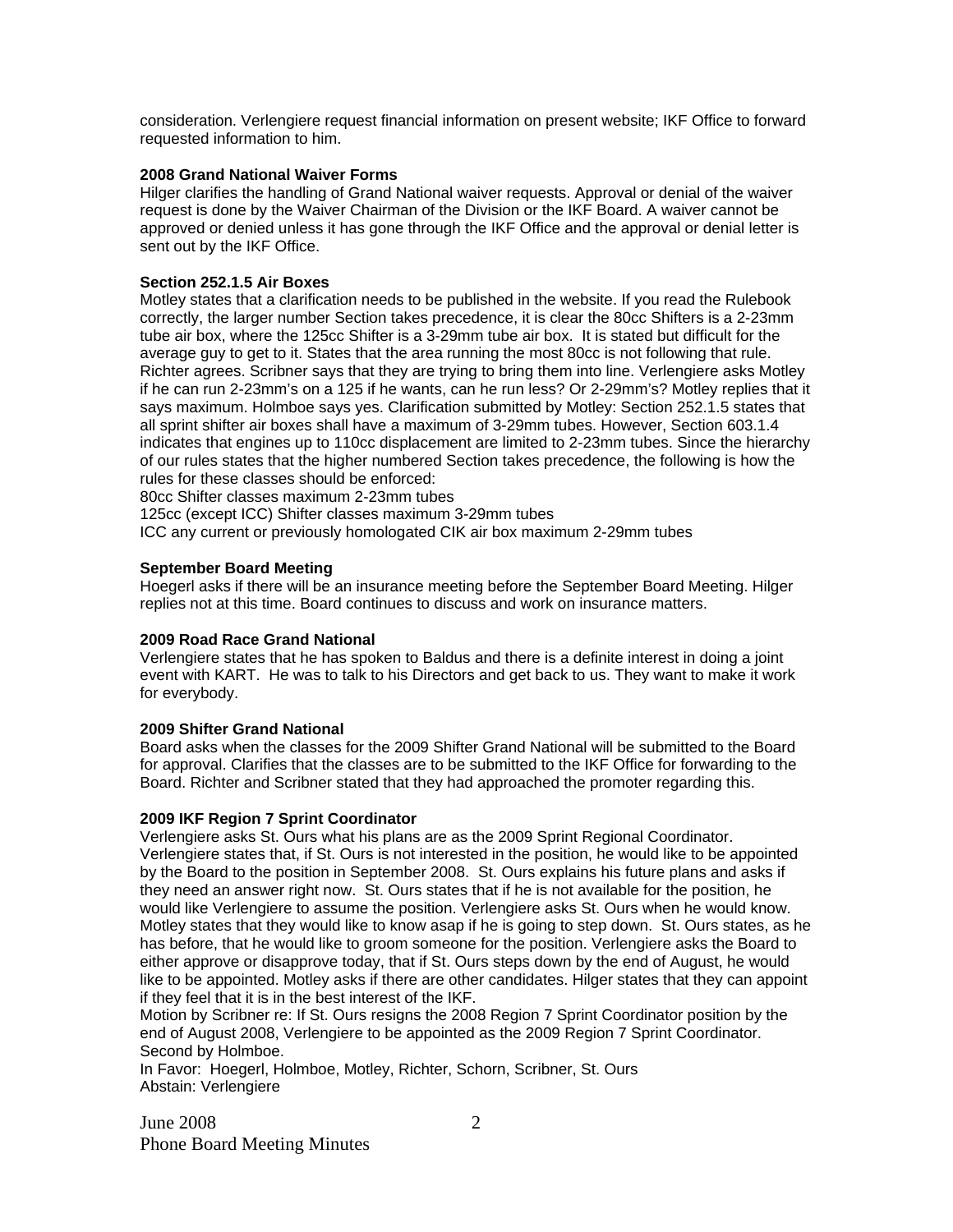consideration. Verlengiere request financial information on present website; IKF Office to forward requested information to him.

**2008 Grand National Waiver Forms**

Hilger clarifies the handling of Grand National waiver requests. Approval or denial of the waiver request is done by the Waiver Chairman of the Division or the IKF Board. A waiver cannot be approved or denied unless it has gone through the IKF Office and the approval or denial letter is sent out by the IKF Office.

**Section 252.1.5 Air Boxes**

Motley states that a clarification needs to be published in the website. If you read the Rulebook correctly, the larger number Section takes precedence, it is clear the 80cc Shifters is a 2-23mm tube air box, where the 125cc Shifter is a 3-29mm tube air box. It is stated but difficult for the average guy to get to it. States that the area running the most 80cc is not following that rule. Richter agrees. Scribner says that they are trying to bring them into line. Verlengiere asks Motley if he can run 2-23mm's on a 125 if he wants, can he run less? Or 2-29mm's? Motley replies that it says maximum. Holmboe says yes. Clarification submitted by Motley: Section 252.1.5 states that all sprint shifter air boxes shall have a maximum of 3-29mm tubes. However, Section 603.1.4 indicates that engines up to 110cc displacement are limited to 2-23mm tubes. Since the hierarchy of our rules states that the higher numbered Section takes precedence, the following is how the rules for these classes should be enforced:

80cc Shifter classes maximum 2-23mm tubes

125cc (except ICC) Shifter classes maximum 3-29mm tubes

ICC any current or previously homologated CIK air box maximum 2-29mm tubes

**September Board Meeting**

Hoegerl asks if there will be an insurance meeting before the September Board Meeting. Hilger replies not at this time. Board continues to discuss and work on insurance matters.

**2009 Road Race Grand National**

Verlengiere states that he has spoken to Baldus and there is a definite interest in doing a joint event with KART. He was to talk to his Directors and get back to us. They want to make it work for everybody.

**2009 Shifter Grand National**

Board asks when the classes for the 2009 Shifter Grand National will be submitted to the Board for approval. Clarifies that the classes are to be submitted to the IKF Office for forwarding to the Board. Richter and Scribner stated that they had approached the promoter regarding this.

**2009 IKF Region 7 Sprint Coordinator**

Verlengiere asks St. Ours what his plans are as the 2009 Sprint Regional Coordinator. Verlengiere states that, if St. Ours is not interested in the position, he would like to be appointed by the Board to the position in September 2008. St. Ours explains his future plans and asks if they need an answer right now. St. Ours states that if he is not available for the position, he would like Verlengiere to assume the position. Verlengiere asks St. Ours when he would know. Motley states that they would like to know asap if he is going to step down. St. Ours states, as he has before, that he would like to groom someone for the position. Verlengiere asks the Board to either approve or disapprove today, that if St. Ours steps down by the end of August, he would like to be appointed. Motley asks if there are other candidates. Hilger states that they can appoint if they feel that it is in the best interest of the IKF.

Motion by Scribner re: If St. Ours resigns the 2008 Region 7 Sprint Coordinator position by the end of August 2008, Verlengiere to be appointed as the 2009 Region 7 Sprint Coordinator. Second by Holmboe.

In Favor: Hoegerl, Holmboe, Motley, Richter, Schorn, Scribner, St. Ours

Abstain: Verlengiere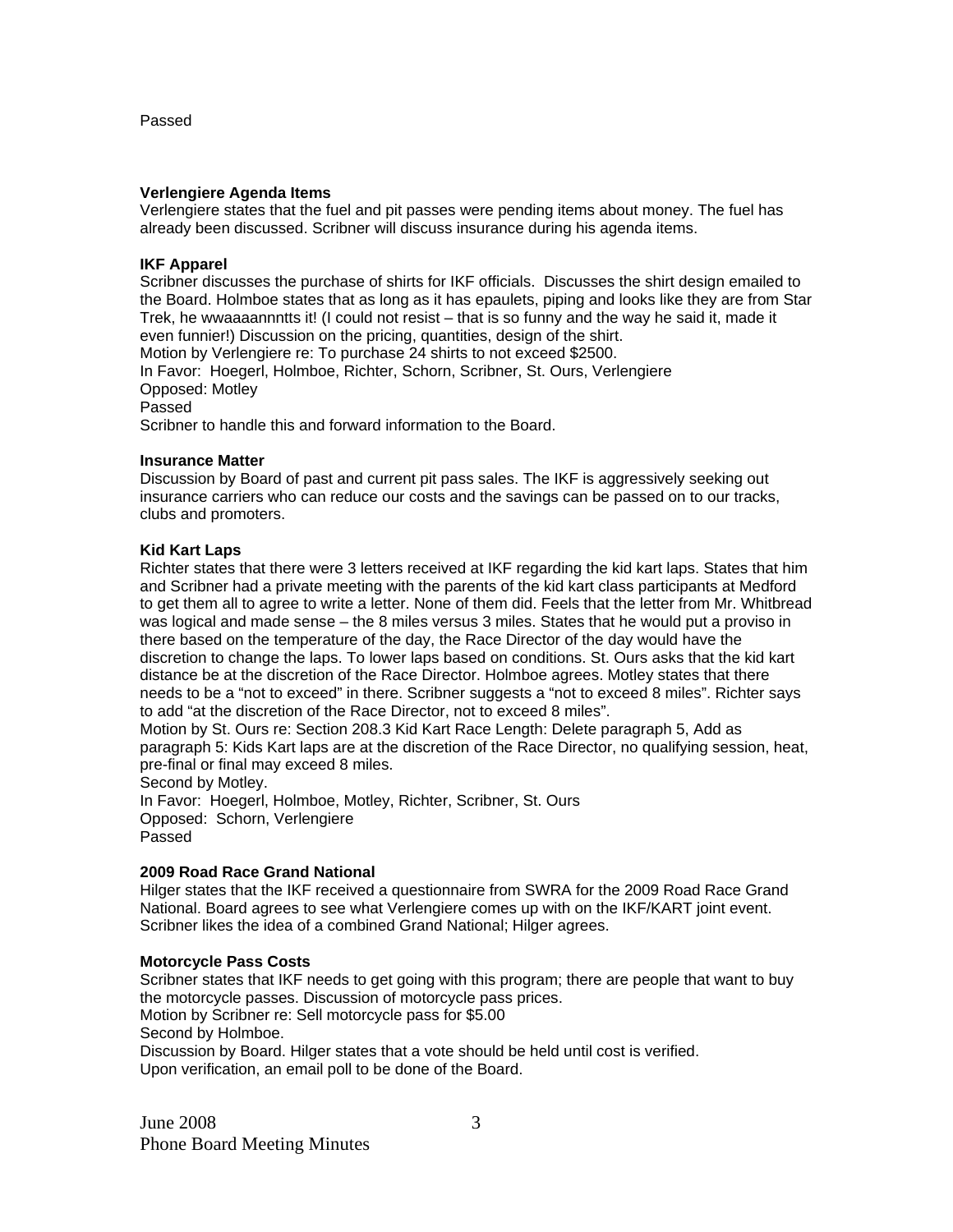Passed

**Verlengiere Agenda Items**

Verlengiere states that the fuel and pit passes were pending items about money. The fuel has already been discussed. Scribner will discuss insurance during his agenda items.

**IKF Apparel**

Scribner discusses the purchase of shirts for IKF officials. Discusses the shirt design emailed to the Board. Holmboe states that as long as it has epaulets, piping and looks like they are from Star Trek, he wwaaaannntts it! (I could not resist – that is so funny and the way he said it, made it even funnier!) Discussion on the pricing, quantities, design of the shirt.
Motion by Verlengiere re: To purchase 24 shirts to not exceed $2500.
In Favor: Hoegerl, Holmboe, Richter, Schorn, Scribner, St. Ours, Verlengiere
Opposed: Motley
Passed
Scribner to handle this and forward information to the Board.

**Insurance Matter**

Discussion by Board of past and current pit pass sales. The IKF is aggressively seeking out insurance carriers who can reduce our costs and the savings can be passed on to our tracks, clubs and promoters.

**Kid Kart Laps**

Richter states that there were 3 letters received at IKF regarding the kid kart laps. States that him and Scribner had a private meeting with the parents of the kid kart class participants at Medford to get them all to agree to write a letter. None of them did. Feels that the letter from Mr. Whitbread was logical and made sense – the 8 miles versus 3 miles. States that he would put a proviso in there based on the temperature of the day, the Race Director of the day would have the discretion to change the laps. To lower laps based on conditions. St. Ours asks that the kid kart distance be at the discretion of the Race Director. Holmboe agrees. Motley states that there needs to be a "not to exceed" in there. Scribner suggests a "not to exceed 8 miles". Richter says to add "at the discretion of the Race Director, not to exceed 8 miles".
Motion by St. Ours re: Section 208.3 Kid Kart Race Length: Delete paragraph 5, Add as paragraph 5: Kids Kart laps are at the discretion of the Race Director, no qualifying session, heat, pre-final or final may exceed 8 miles.
Second by Motley.
In Favor: Hoegerl, Holmboe, Motley, Richter, Scribner, St. Ours
Opposed: Schorn, Verlengiere
Passed

**2009 Road Race Grand National**

Hilger states that the IKF received a questionnaire from SWRA for the 2009 Road Race Grand National. Board agrees to see what Verlengiere comes up with on the IKF/KART joint event. Scribner likes the idea of a combined Grand National; Hilger agrees.

**Motorcycle Pass Costs**

Scribner states that IKF needs to get going with this program; there are people that want to buy the motorcycle passes. Discussion of motorcycle pass prices.
Motion by Scribner re: Sell motorcycle pass for $5.00
Second by Holmboe.
Discussion by Board. Hilger states that a vote should be held until cost is verified.
Upon verification, an email poll to be done of the Board.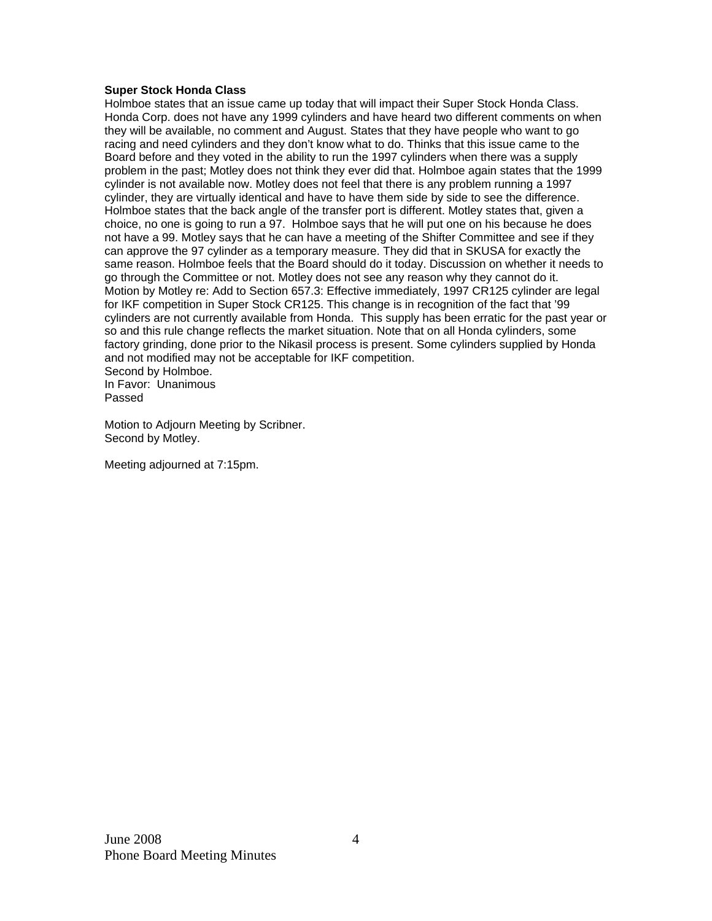**Super Stock Honda Class**

Holmboe states that an issue came up today that will impact their Super Stock Honda Class. Honda Corp. does not have any 1999 cylinders and have heard two different comments on when they will be available, no comment and August. States that they have people who want to go racing and need cylinders and they don't know what to do. Thinks that this issue came to the Board before and they voted in the ability to run the 1997 cylinders when there was a supply problem in the past; Motley does not think they ever did that. Holmboe again states that the 1999 cylinder is not available now. Motley does not feel that there is any problem running a 1997 cylinder, they are virtually identical and have to have them side by side to see the difference. Holmboe states that the back angle of the transfer port is different. Motley states that, given a choice, no one is going to run a 97. Holmboe says that he will put one on his because he does not have a 99. Motley says that he can have a meeting of the Shifter Committee and see if they can approve the 97 cylinder as a temporary measure. They did that in SKUSA for exactly the same reason. Holmboe feels that the Board should do it today. Discussion on whether it needs to go through the Committee or not. Motley does not see any reason why they cannot do it.
Motion by Motley re: Add to Section 657.3: Effective immediately, 1997 CR125 cylinder are legal for IKF competition in Super Stock CR125. This change is in recognition of the fact that '99 cylinders are not currently available from Honda. This supply has been erratic for the past year or so and this rule change reflects the market situation. Note that on all Honda cylinders, some factory grinding, done prior to the Nikasil process is present. Some cylinders supplied by Honda and not modified may not be acceptable for IKF competition.
Second by Holmboe.
In Favor: Unanimous
Passed

Motion to Adjourn Meeting by Scribner.
Second by Motley.

Meeting adjourned at 7:15pm.